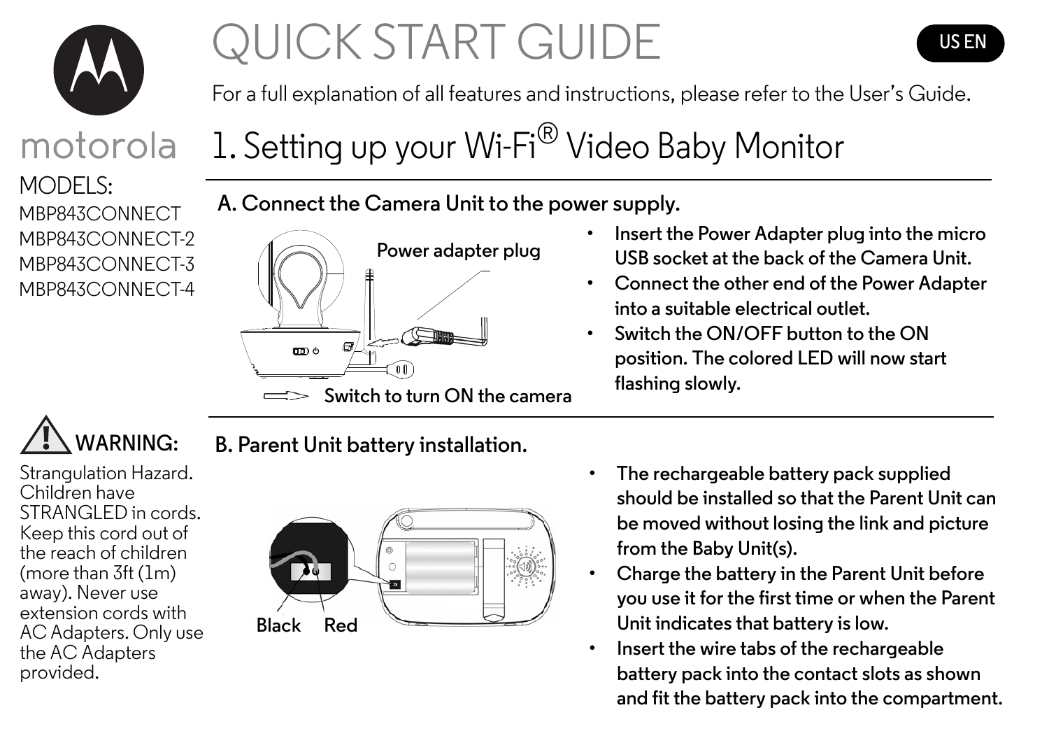# QUICK START GUIDE

US EN

For a full explanation of all features and instructions, please refer to the User's Guide.

motorola

MODELS:
MBP843CONNECT
MBP843CONNECT-2
MBP843CONNECT-3
MBP843CONNECT-4

## 1. Setting up your Wi-Fi® Video Baby Monitor

### A. Connect the Camera Unit to the power supply.

Power adapter plug

Switch to turn ON the camera

- Insert the Power Adapter plug into the micro USB socket at the back of the Camera Unit.
- Connect the other end of the Power Adapter into a suitable electrical outlet.
- Switch the ON/OFF button to the ON position. The colored LED will now start flashing slowly.

**WARNING:**

Strangulation Hazard. Children have STRANGLED in cords. Keep this cord out of the reach of children (more than 3ft (1m) away). Never use extension cords with AC Adapters. Only use the AC Adapters provided.

### B. Parent Unit battery installation.

Black Red

- The rechargeable battery pack supplied should be installed so that the Parent Unit can be moved without losing the link and picture from the Baby Unit(s).
- Charge the battery in the Parent Unit before you use it for the first time or when the Parent Unit indicates that battery is low.
- Insert the wire tabs of the rechargeable battery pack into the contact slots as shown and fit the battery pack into the compartment.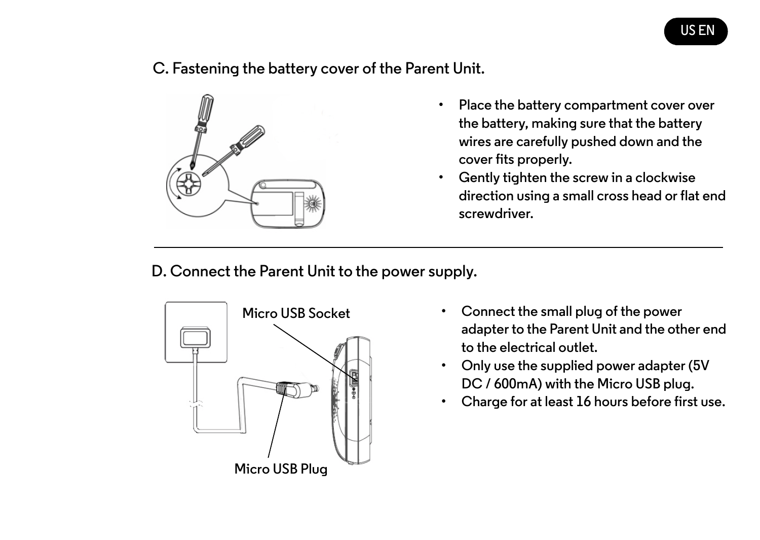## C. Fastening the battery cover of the Parent Unit.

- Place the battery compartment cover over the battery, making sure that the battery wires are carefully pushed down and the cover fits properly.
- Gently tighten the screw in a clockwise direction using a small cross head or flat end screwdriver.

---

## D. Connect the Parent Unit to the power supply.

Micro USB Socket

Micro USB Plug

- Connect the small plug of the power adapter to the Parent Unit and the other end to the electrical outlet.
- Only use the supplied power adapter (5V DC / 600mA) with the Micro USB plug.
- Charge for at least 16 hours before first use.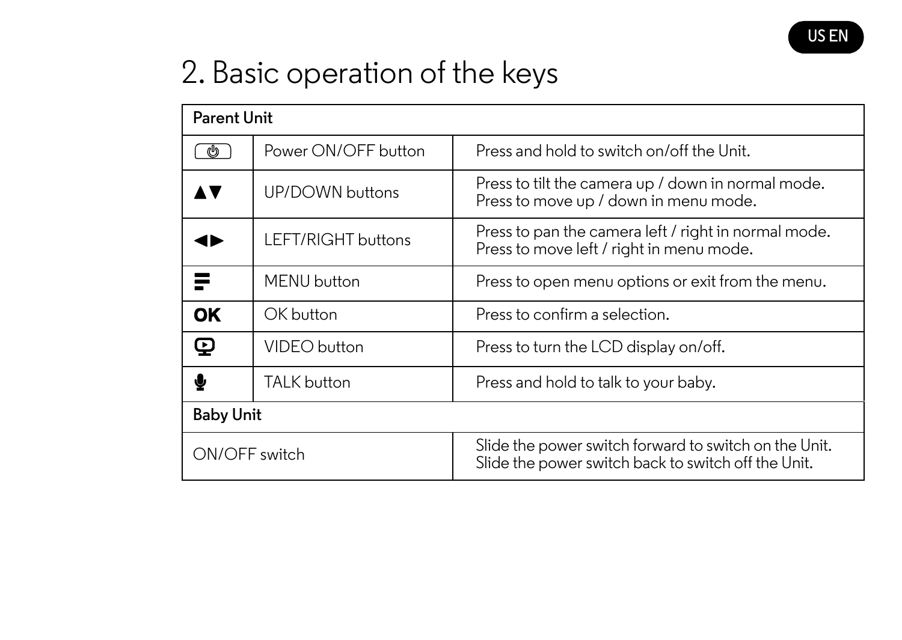## 2. Basic operation of the keys

| Parent Unit | | |
|---|---|---|
| ⏻ | Power ON/OFF button | Press and hold to switch on/off the Unit. |
| ▲▼ | UP/DOWN buttons | Press to tilt the camera up / down in normal mode.<br>Press to move up / down in menu mode. |
| ◀▶ | LEFT/RIGHT buttons | Press to pan the camera left / right in normal mode.<br>Press to move left / right in menu mode. |
| ☰ | MENU button | Press to open menu options or exit from the menu. |
| **OK** | OK button | Press to confirm a selection. |
| 🖵 | VIDEO button | Press to turn the LCD display on/off. |
| 🎙 | TALK button | Press and hold to talk to your baby. |
| **Baby Unit** | | |
| ON/OFF switch | | Slide the power switch forward to switch on the Unit.<br>Slide the power switch back to switch off the Unit. |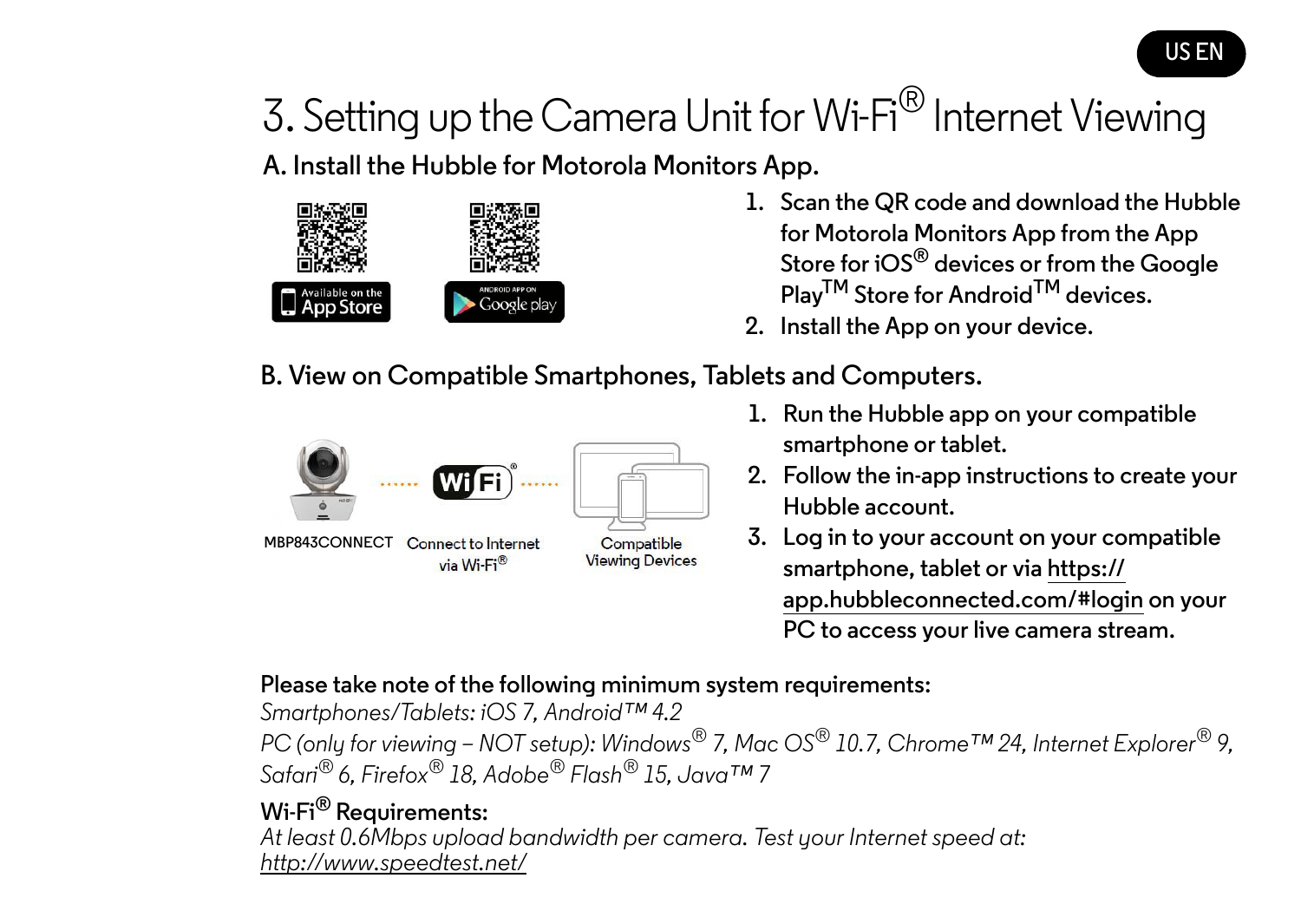# 3. Setting up the Camera Unit for Wi-Fi® Internet Viewing

## A. Install the Hubble for Motorola Monitors App.

1. Scan the QR code and download the Hubble for Motorola Monitors App from the App Store for iOS® devices or from the Google Play™ Store for Android™ devices.
2. Install the App on your device.

## B. View on Compatible Smartphones, Tablets and Computers.

MBP843CONNECT   Connect to Internet via Wi-Fi®   Compatible Viewing Devices

1. Run the Hubble app on your compatible smartphone or tablet.
2. Follow the in-app instructions to create your Hubble account.
3. Log in to your account on your compatible smartphone, tablet or via https://app.hubbleconnected.com/#login on your PC to access your live camera stream.

**Please take note of the following minimum system requirements:**

*Smartphones/Tablets: iOS 7, Android™ 4.2*

*PC (only for viewing – NOT setup): Windows® 7, Mac OS® 10.7, Chrome™ 24, Internet Explorer® 9, Safari® 6, Firefox® 18, Adobe® Flash® 15, Java™ 7*

**Wi-Fi® Requirements:**

*At least 0.6Mbps upload bandwidth per camera. Test your Internet speed at: http://www.speedtest.net/*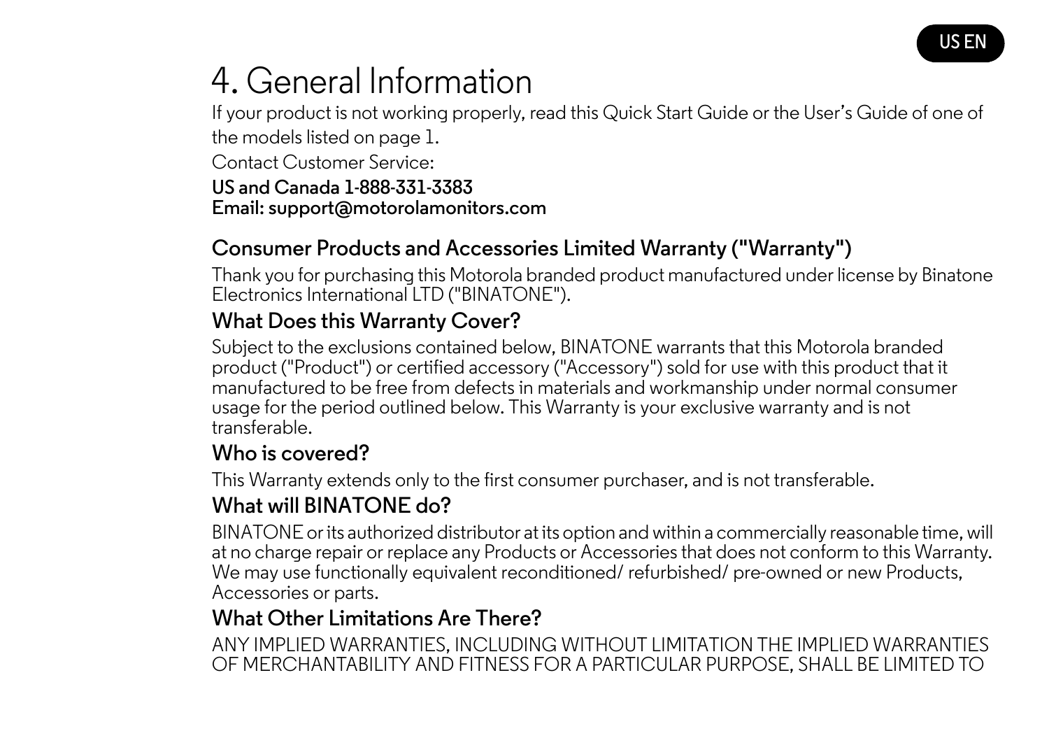# 4. General Information

If your product is not working properly, read this Quick Start Guide or the User's Guide of one of the models listed on page 1.

Contact Customer Service:

**US and Canada 1-888-331-3383**
**Email: support@motorolamonitors.com**

## Consumer Products and Accessories Limited Warranty ("Warranty")

Thank you for purchasing this Motorola branded product manufactured under license by Binatone Electronics International LTD ("BINATONE").

### What Does this Warranty Cover?

Subject to the exclusions contained below, BINATONE warrants that this Motorola branded product ("Product") or certified accessory ("Accessory") sold for use with this product that it manufactured to be free from defects in materials and workmanship under normal consumer usage for the period outlined below. This Warranty is your exclusive warranty and is not transferable.

### Who is covered?

This Warranty extends only to the first consumer purchaser, and is not transferable.

### What will BINATONE do?

BINATONE or its authorized distributor at its option and within a commercially reasonable time, will at no charge repair or replace any Products or Accessories that does not conform to this Warranty. We may use functionally equivalent reconditioned/ refurbished/ pre-owned or new Products, Accessories or parts.

### What Other Limitations Are There?

ANY IMPLIED WARRANTIES, INCLUDING WITHOUT LIMITATION THE IMPLIED WARRANTIES OF MERCHANTABILITY AND FITNESS FOR A PARTICULAR PURPOSE, SHALL BE LIMITED TO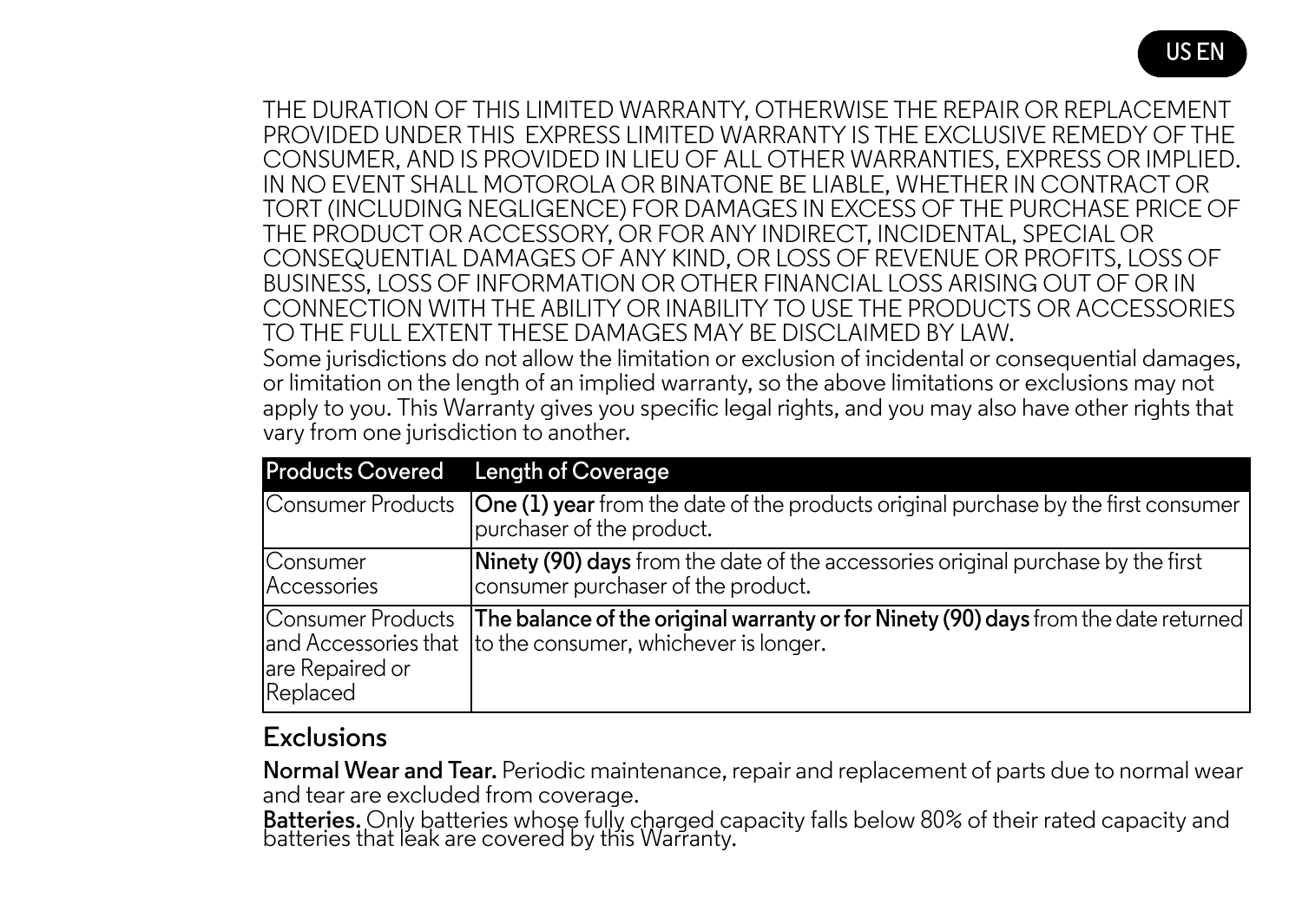THE DURATION OF THIS LIMITED WARRANTY, OTHERWISE THE REPAIR OR REPLACEMENT PROVIDED UNDER THIS EXPRESS LIMITED WARRANTY IS THE EXCLUSIVE REMEDY OF THE CONSUMER, AND IS PROVIDED IN LIEU OF ALL OTHER WARRANTIES, EXPRESS OR IMPLIED. IN NO EVENT SHALL MOTOROLA OR BINATONE BE LIABLE, WHETHER IN CONTRACT OR TORT (INCLUDING NEGLIGENCE) FOR DAMAGES IN EXCESS OF THE PURCHASE PRICE OF THE PRODUCT OR ACCESSORY, OR FOR ANY INDIRECT, INCIDENTAL, SPECIAL OR CONSEQUENTIAL DAMAGES OF ANY KIND, OR LOSS OF REVENUE OR PROFITS, LOSS OF BUSINESS, LOSS OF INFORMATION OR OTHER FINANCIAL LOSS ARISING OUT OF OR IN CONNECTION WITH THE ABILITY OR INABILITY TO USE THE PRODUCTS OR ACCESSORIES TO THE FULL EXTENT THESE DAMAGES MAY BE DISCLAIMED BY LAW.
Some jurisdictions do not allow the limitation or exclusion of incidental or consequential damages, or limitation on the length of an implied warranty, so the above limitations or exclusions may not apply to you. This Warranty gives you specific legal rights, and you may also have other rights that vary from one jurisdiction to another.

| Products Covered | Length of Coverage |
| --- | --- |
| Consumer Products | **One (1) year** from the date of the products original purchase by the first consumer purchaser of the product. |
| Consumer Accessories | **Ninety (90) days** from the date of the accessories original purchase by the first consumer purchaser of the product. |
| Consumer Products and Accessories that are Repaired or Replaced | **The balance of the original warranty or for Ninety (90) days** from the date returned to the consumer, whichever is longer. |

## Exclusions

**Normal Wear and Tear.** Periodic maintenance, repair and replacement of parts due to normal wear and tear are excluded from coverage.

**Batteries.** Only batteries whose fully charged capacity falls below 80% of their rated capacity and batteries that leak are covered by this Warranty.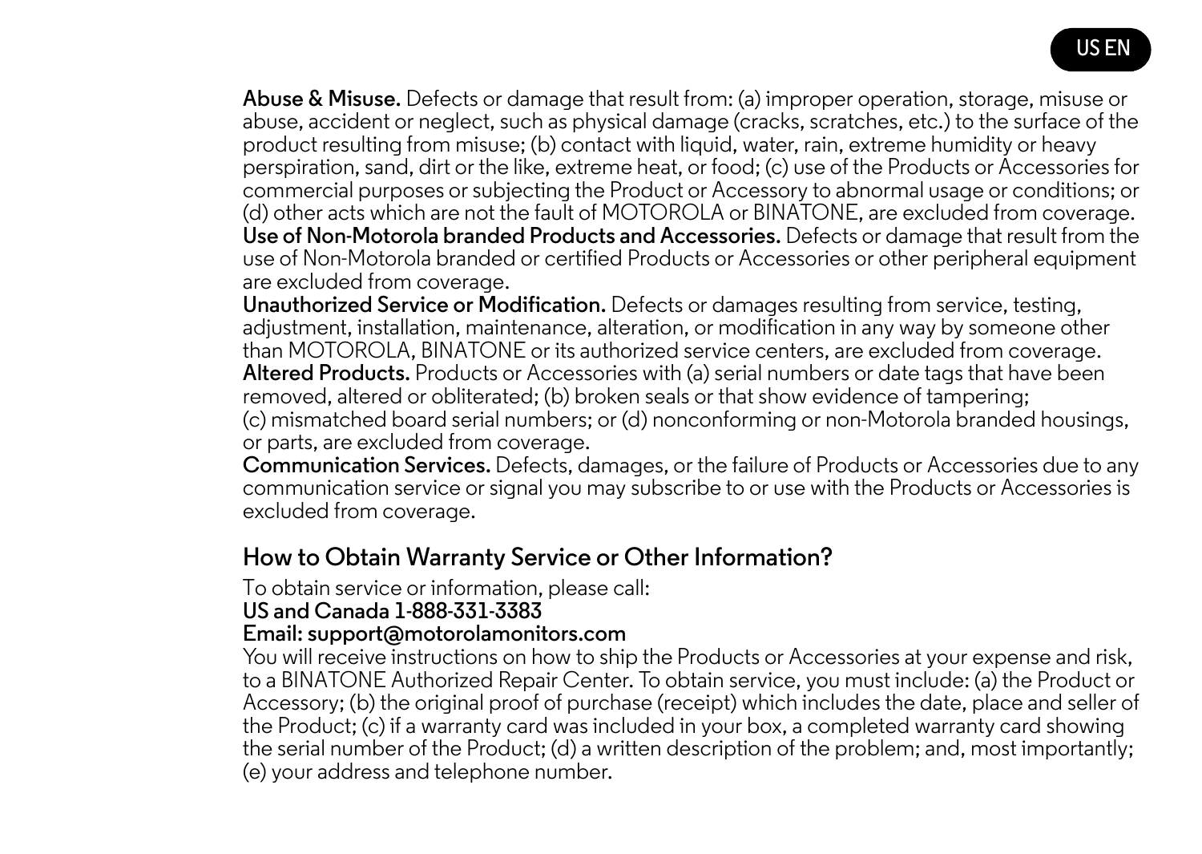**Abuse & Misuse.** Defects or damage that result from: (a) improper operation, storage, misuse or abuse, accident or neglect, such as physical damage (cracks, scratches, etc.) to the surface of the product resulting from misuse; (b) contact with liquid, water, rain, extreme humidity or heavy perspiration, sand, dirt or the like, extreme heat, or food; (c) use of the Products or Accessories for commercial purposes or subjecting the Product or Accessory to abnormal usage or conditions; or (d) other acts which are not the fault of MOTOROLA or BINATONE, are excluded from coverage.

**Use of Non-Motorola branded Products and Accessories.** Defects or damage that result from the use of Non-Motorola branded or certified Products or Accessories or other peripheral equipment are excluded from coverage.

**Unauthorized Service or Modification.** Defects or damages resulting from service, testing, adjustment, installation, maintenance, alteration, or modification in any way by someone other than MOTOROLA, BINATONE or its authorized service centers, are excluded from coverage.

**Altered Products.** Products or Accessories with (a) serial numbers or date tags that have been removed, altered or obliterated; (b) broken seals or that show evidence of tampering; (c) mismatched board serial numbers; or (d) nonconforming or non-Motorola branded housings, or parts, are excluded from coverage.

**Communication Services.** Defects, damages, or the failure of Products or Accessories due to any communication service or signal you may subscribe to or use with the Products or Accessories is excluded from coverage.

## How to Obtain Warranty Service or Other Information?

To obtain service or information, please call:

**US and Canada 1-888-331-3383**

**Email: support@motorolamonitors.com**

You will receive instructions on how to ship the Products or Accessories at your expense and risk, to a BINATONE Authorized Repair Center. To obtain service, you must include: (a) the Product or Accessory; (b) the original proof of purchase (receipt) which includes the date, place and seller of the Product; (c) if a warranty card was included in your box, a completed warranty card showing the serial number of the Product; (d) a written description of the problem; and, most importantly; (e) your address and telephone number.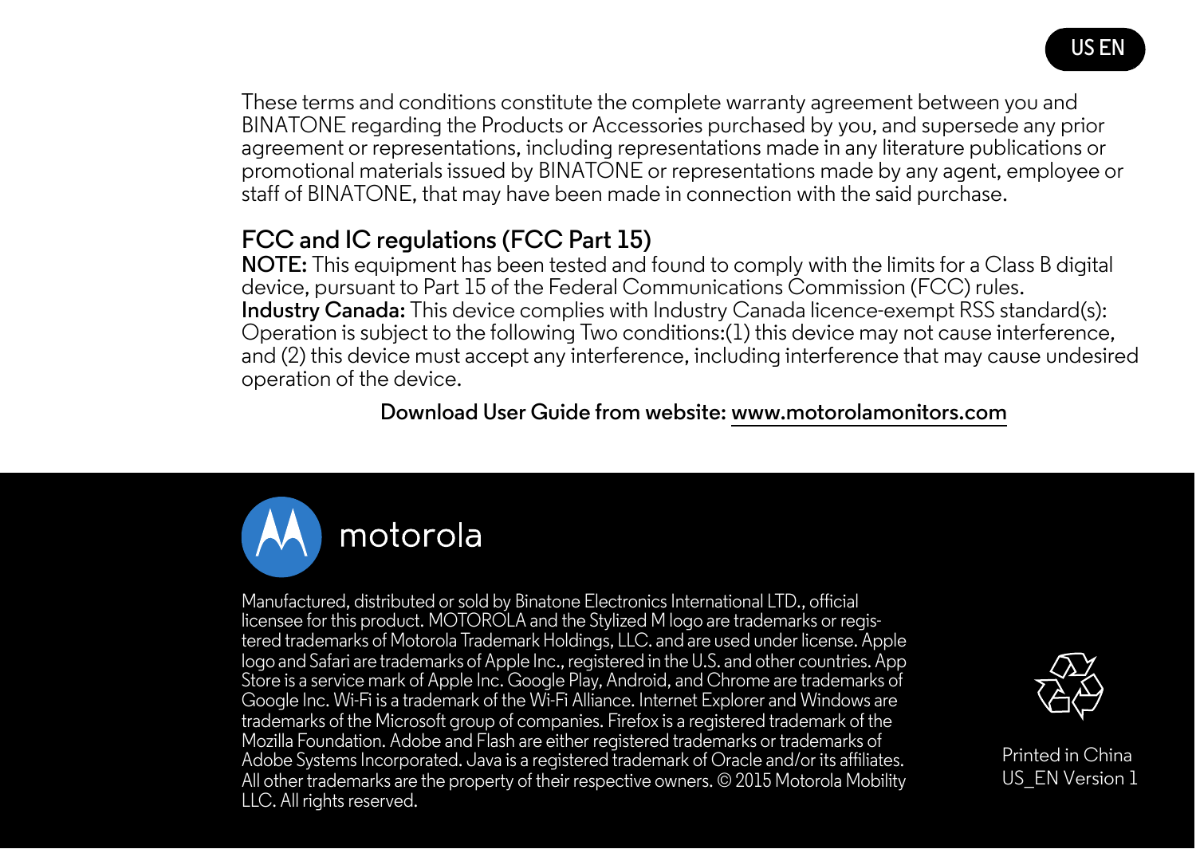US EN

These terms and conditions constitute the complete warranty agreement between you and BINATONE regarding the Products or Accessories purchased by you, and supersede any prior agreement or representations, including representations made in any literature publications or promotional materials issued by BINATONE or representations made by any agent, employee or staff of BINATONE, that may have been made in connection with the said purchase.

## FCC and IC regulations (FCC Part 15)

**NOTE:** This equipment has been tested and found to comply with the limits for a Class B digital device, pursuant to Part 15 of the Federal Communications Commission (FCC) rules.
**Industry Canada:** This device complies with Industry Canada licence-exempt RSS standard(s): Operation is subject to the following Two conditions:(1) this device may not cause interference, and (2) this device must accept any interference, including interference that may cause undesired operation of the device.

**Download User Guide from website: www.motorolamonitors.com**

motorola

Manufactured, distributed or sold by Binatone Electronics International LTD., official licensee for this product. MOTOROLA and the Stylized M logo are trademarks or registered trademarks of Motorola Trademark Holdings, LLC. and are used under license. Apple logo and Safari are trademarks of Apple Inc., registered in the U.S. and other countries. App Store is a service mark of Apple Inc. Google Play, Android, and Chrome are trademarks of Google Inc. Wi-Fi is a trademark of the Wi-Fi Alliance. Internet Explorer and Windows are trademarks of the Microsoft group of companies. Firefox is a registered trademark of the Mozilla Foundation. Adobe and Flash are either registered trademarks or trademarks of Adobe Systems Incorporated. Java is a registered trademark of Oracle and/or its affiliates. All other trademarks are the property of their respective owners. © 2015 Motorola Mobility LLC. All rights reserved.

Printed in China
US_EN Version 1